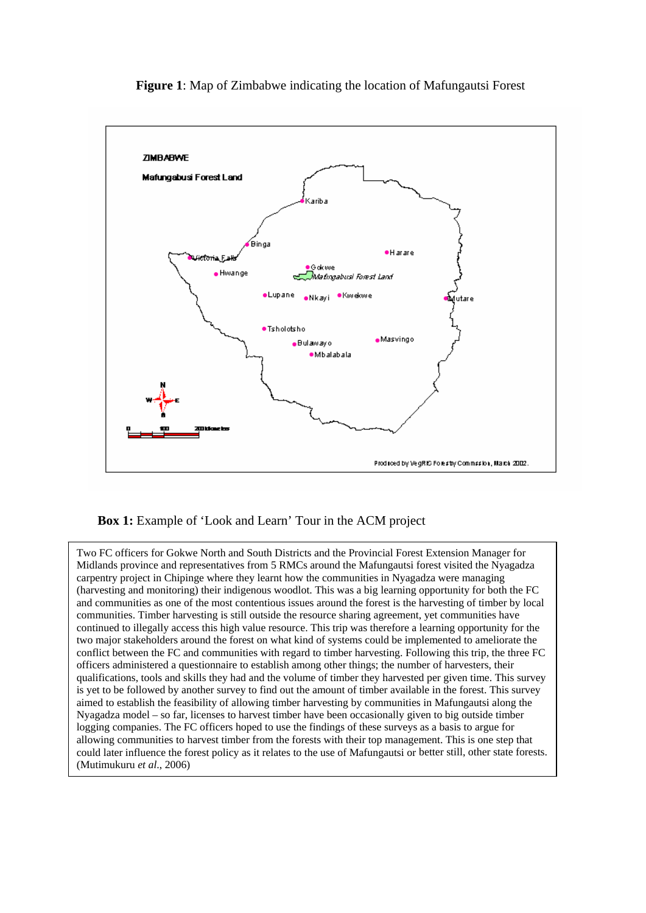**Figure 1**: Map of Zimbabwe indicating the location of Mafungautsi Forest

**Box 1:** Example of 'Look and Learn' Tour in the ACM project

Two FC officers for Gokwe North and South Districts and the Provincial Forest Extension Manager for Midlands province and representatives from 5 RMCs around the Mafungautsi forest visited the Nyagadza carpentry project in Chipinge where they learnt how the communities in Nyagadza were managing (harvesting and monitoring) their indigenous woodlot. This was a big learning opportunity for both the FC and communities as one of the most contentious issues around the forest is the harvesting of timber by local communities. Timber harvesting is still outside the resource sharing agreement, yet communities have continued to illegally access this high value resource. This trip was therefore a learning opportunity for the two major stakeholders around the forest on what kind of systems could be implemented to ameliorate the conflict between the FC and communities with regard to timber harvesting. Following this trip, the three FC officers administered a questionnaire to establish among other things; the number of harvesters, their qualifications, tools and skills they had and the volume of timber they harvested per given time. This survey is yet to be followed by another survey to find out the amount of timber available in the forest. This survey aimed to establish the feasibility of allowing timber harvesting by communities in Mafungautsi along the Nyagadza model – so far, licenses to harvest timber have been occasionally given to big outside timber logging companies. The FC officers hoped to use the findings of these surveys as a basis to argue for allowing communities to harvest timber from the forests with their top management. This is one step that could later influence the forest policy as it relates to the use of Mafungautsi or better still, other state forests. (Mutimukuru *et al*., 2006)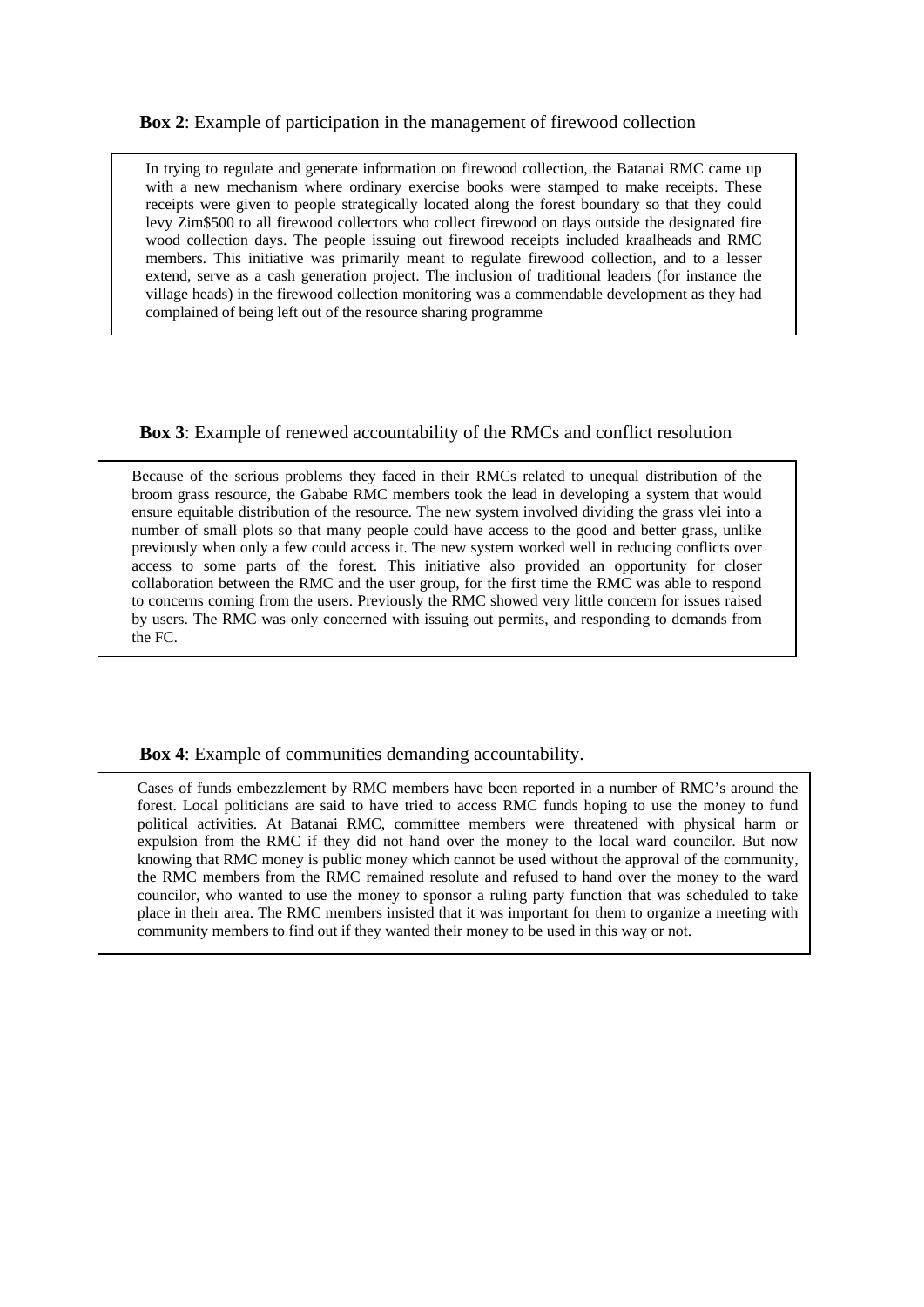**Box 2**: Example of participation in the management of firewood collection

> In trying to regulate and generate information on firewood collection, the Batanai RMC came up with a new mechanism where ordinary exercise books were stamped to make receipts. These receipts were given to people strategically located along the forest boundary so that they could levy Zim$500 to all firewood collectors who collect firewood on days outside the designated fire wood collection days. The people issuing out firewood receipts included kraalheads and RMC members. This initiative was primarily meant to regulate firewood collection, and to a lesser extend, serve as a cash generation project. The inclusion of traditional leaders (for instance the village heads) in the firewood collection monitoring was a commendable development as they had complained of being left out of the resource sharing programme

**Box 3**: Example of renewed accountability of the RMCs and conflict resolution

> Because of the serious problems they faced in their RMCs related to unequal distribution of the broom grass resource, the Gababe RMC members took the lead in developing a system that would ensure equitable distribution of the resource. The new system involved dividing the grass vlei into a number of small plots so that many people could have access to the good and better grass, unlike previously when only a few could access it. The new system worked well in reducing conflicts over access to some parts of the forest. This initiative also provided an opportunity for closer collaboration between the RMC and the user group, for the first time the RMC was able to respond to concerns coming from the users. Previously the RMC showed very little concern for issues raised by users. The RMC was only concerned with issuing out permits, and responding to demands from the FC.

**Box 4**: Example of communities demanding accountability.

> Cases of funds embezzlement by RMC members have been reported in a number of RMC's around the forest. Local politicians are said to have tried to access RMC funds hoping to use the money to fund political activities. At Batanai RMC, committee members were threatened with physical harm or expulsion from the RMC if they did not hand over the money to the local ward councilor. But now knowing that RMC money is public money which cannot be used without the approval of the community, the RMC members from the RMC remained resolute and refused to hand over the money to the ward councilor, who wanted to use the money to sponsor a ruling party function that was scheduled to take place in their area. The RMC members insisted that it was important for them to organize a meeting with community members to find out if they wanted their money to be used in this way or not.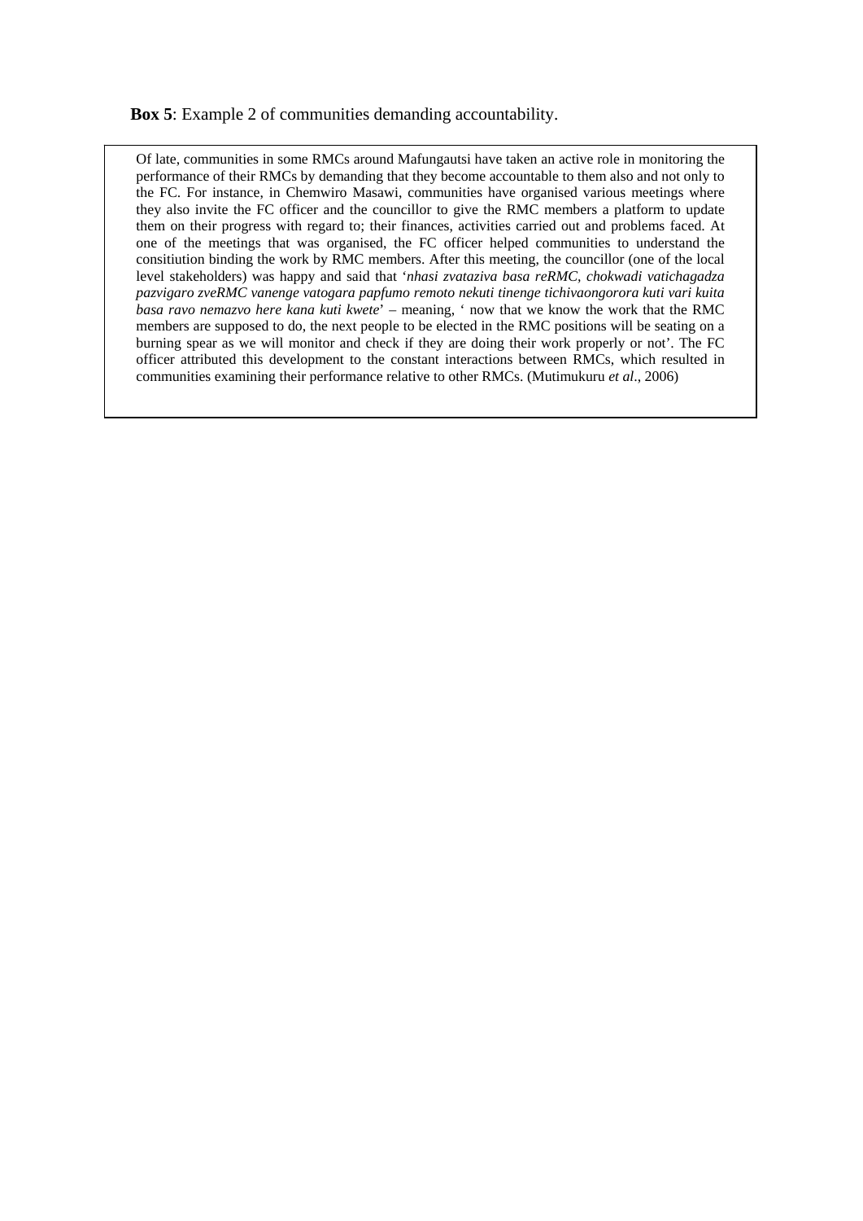**Box 5**: Example 2 of communities demanding accountability.

Of late, communities in some RMCs around Mafungautsi have taken an active role in monitoring the performance of their RMCs by demanding that they become accountable to them also and not only to the FC. For instance, in Chemwiro Masawi, communities have organised various meetings where they also invite the FC officer and the councillor to give the RMC members a platform to update them on their progress with regard to; their finances, activities carried out and problems faced. At one of the meetings that was organised, the FC officer helped communities to understand the consitiution binding the work by RMC members. After this meeting, the councillor (one of the local level stakeholders) was happy and said that '*nhasi zvataziva basa reRMC, chokwadi vatichagadza pazvigaro zveRMC vanenge vatogara papfumo remoto nekuti tinenge tichivaongorora kuti vari kuita basa ravo nemazvo here kana kuti kwete*' – meaning, ' now that we know the work that the RMC members are supposed to do, the next people to be elected in the RMC positions will be seating on a burning spear as we will monitor and check if they are doing their work properly or not'. The FC officer attributed this development to the constant interactions between RMCs, which resulted in communities examining their performance relative to other RMCs. (Mutimukuru *et al*., 2006)